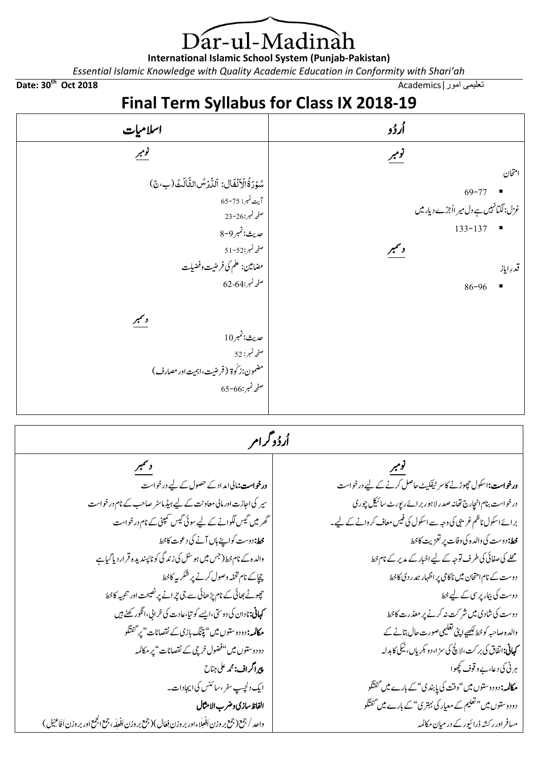# Dar-ul-Madinah

**International Islamic School System (Punjab-Pakistan)**

*Essential Islamic Knowledge with Quality Academic Education in Conformity with Shari'ah*

**Date: 30th Oct 2018** | تعلیمی امور | Academics

## Final Term Syllabus for Class IX 2018-19

| اُردُو | اسلامیات |
|---|---|
| **نومبر** | **نومبر** |
| امتحان<br>▪ 69-77<br>غزل: لگتا نہیں ہے دل میرا اُجڑے دیار میں<br>▪ 133-137 | سُوْرَۃُ الْاَنْفَال: اَلدَّرْسُ الثَّالِثُ (ب، ج)<br>آیت نمبر: 65-75<br>صفحہ نمبر: 23-26<br>حدیث: نمبر 8-9<br>صفحہ نمبر: 51-52<br>مضامین: علم کی فرضیت وفضیلت<br>صفحہ نمبر: 62-64 |
| **دسمبر** | **دسمبر** |
| قدرِ ایاز<br>▪ 86-96 | حدیث: نمبر 10<br>صفحہ نمبر: 52<br>مضمون: زکوٰۃ (فرضیت، اہمیت اور مصارف)<br>صفحہ نمبر: 65-66 |

## اُردُو گرامر

| نومبر | دسمبر |
|---|---|
| **درخواست:** اسکول چھوڑنے کا سرٹیفکیٹ حاصل کرنے کے لیے درخواست | **درخواست:** مالی امداد کے حصول کے لیے درخواست |
| درخواست بنام انچارج تھانہ صدر لاہور برائے رپورٹ سائیکل چوری | سیر کی اجازت اور مالی معاونت کے لیے ہیڈماسٹر صاحب کے نام درخواست |
| برائے اسکول ناظم غریبی کی وجہ سے اسکول کی فیس معاف کروانے کے لیے۔ | گھر میں گیس لگوانے کے لیے سوئی گیس کمپنی کے نام درخواست |
| **خط:** دوست کی والدہ کی وفات پر تعزیت کا خط | **خط:** دوست کو اپنے ہاں آنے کی دعوت کا خط |
| محلے کی صفائی کی طرف توجہ کے لیے اخبار کے مدیر کے نام خط | والدہ کے نام خط (جس میں ہوسٹل کی زندگی کو ناپسندیدہ قرار دیا گیا ہے |
| دوست کے نام امتحان میں ناکامی پر اظہارِ ہمدردی کا خط | چچا کے نام تحفہ وصول کرنے پر شکریہ کا خط |
| دوست کی بیمارپرسی کے لیے خط | چھوٹے بھائی کے نام پڑھائی سے جی چرانے پر نصیحت اور تنبیہ کا خط |
| دوست کی شادی میں شرکت نہ کرنے پر معذرت کا خط | **کہانی:** نادان کی دوستی، ایسے کو تیا، عادت کی خرابی، انگور کھٹے ہیں |
| والدہ صاحبہ کو خط لکھیے اپنی تعلیمی صورتِ حال بتانے کے | **مکالمہ:** دو دوستوں میں "پتنگ بازی کے نقصانات" پر گفتگو |
| **کہانی:** اتفاق کی برکت، لالچ کی سزا، دو بکریاں، نیکی کا بدلہ | دو دوستوں میں "فضول خرچی کے نقصانات" پر مکالمہ |
| ہرنی کی دعا، بے وقوف کچھوا | **پیراگراف:** محمد علی جناح |
| **مکالمہ:** دو دوستوں میں "وقت کی پابندی" کے بارے میں گفتگو | ایک دلچسپ سفر، سائنس کی ایجادات۔ |
| دو دوستوں میں "تعلیم کے معیار کی بہتری" کے بارے میں گفتگو | **الفاظ سازی و ضرب الامثال** |
| مسافر اور رکشہ ڈرائیور کے درمیان مکالمہ | واحد / جمع (جمع بروزن اَفْعِلَاء اور بروزن فِعَال) (جمع بروزن اَفْعِلَہ، جمع الجمع اور بروزن اَفَاعِیْل) |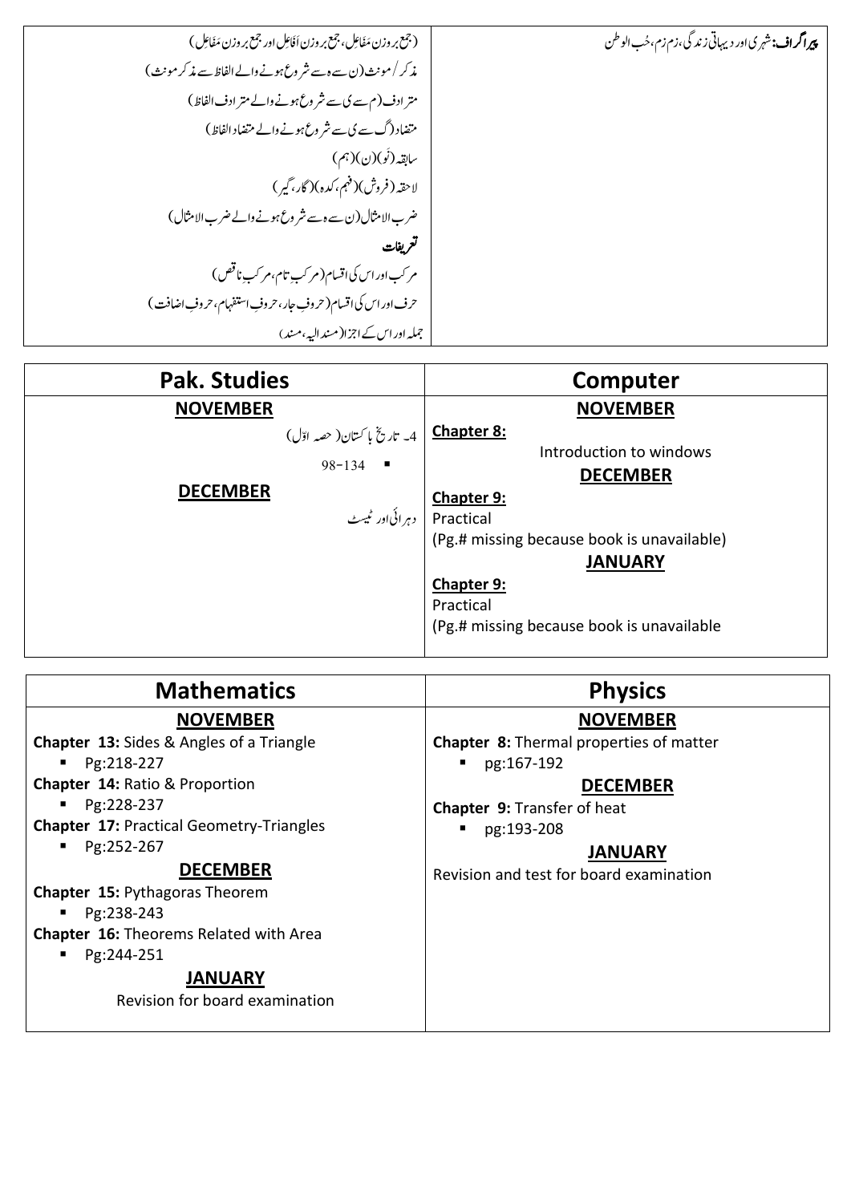| | |
|---|---|
| **پیراگراف:** شہری اور دیہاتی زندگی، زم زم، حب الوطن | (جمع بروزن مَفَاعِل، جمع بروزن اَفَاعِل اور جمع بروزن مَفَاعِل) |
| | مذکر / مونث (ن سے ہ سے شروع ہونے والے الفاظ سے مذکر مونث) |
| | مترادف (م سے ی سے شروع ہونے والے مترادف الفاظ) |
| | متضاد (گ سے ی سے شروع ہونے والے متضاد الفاظ) |
| | سابقہ (نَو)(ن)(ہم) |
| | لاحقہ (فروش)(فہم، کدہ)(گار، گیر) |
| | ضرب الامثال (ن سے ہ سے شروع ہونے والے ضرب الامثال) |
| | **تعریفات** |
| | مرکب اور اس کی اقسام (مرکب تام، مرکبِ ناقص) |
| | حرف اور اس کی اقسام (حروفِ جار، حروفِ استفہام، حروفِ اضافت) |
| | جملہ اور اس کے اجزا (مسند الیہ، مسند) |

| Pak. Studies | Computer |
|---|---|
| **NOVEMBER** | **NOVEMBER** |
| 4۔ تاریخ پاکستان (حصہ اوّل) | **Chapter 8:** |
| ▪ 98-134 | Introduction to windows |
| **DECEMBER** | **DECEMBER** |
| دہرائی اور ٹیسٹ | **Chapter 9:** Practical (Pg.# missing because book is unavailable) |
| | **JANUARY** |
| | **Chapter 9:** Practical (Pg.# missing because book is unavailable |

| Mathematics | Physics |
|---|---|
| **NOVEMBER** | **NOVEMBER** |
| **Chapter 13:** Sides & Angles of a Triangle | **Chapter 8:** Thermal properties of matter |
| ▪ Pg:218-227 | ▪ pg:167-192 |
| **Chapter 14:** Ratio & Proportion | **DECEMBER** |
| ▪ Pg:228-237 | **Chapter 9:** Transfer of heat |
| **Chapter 17:** Practical Geometry-Triangles | ▪ pg:193-208 |
| ▪ Pg:252-267 | **JANUARY** |
| **DECEMBER** | Revision and test for board examination |
| **Chapter 15:** Pythagoras Theorem | |
| ▪ Pg:238-243 | |
| **Chapter 16:** Theorems Related with Area | |
| ▪ Pg:244-251 | |
| **JANUARY** | |
| Revision for board examination | |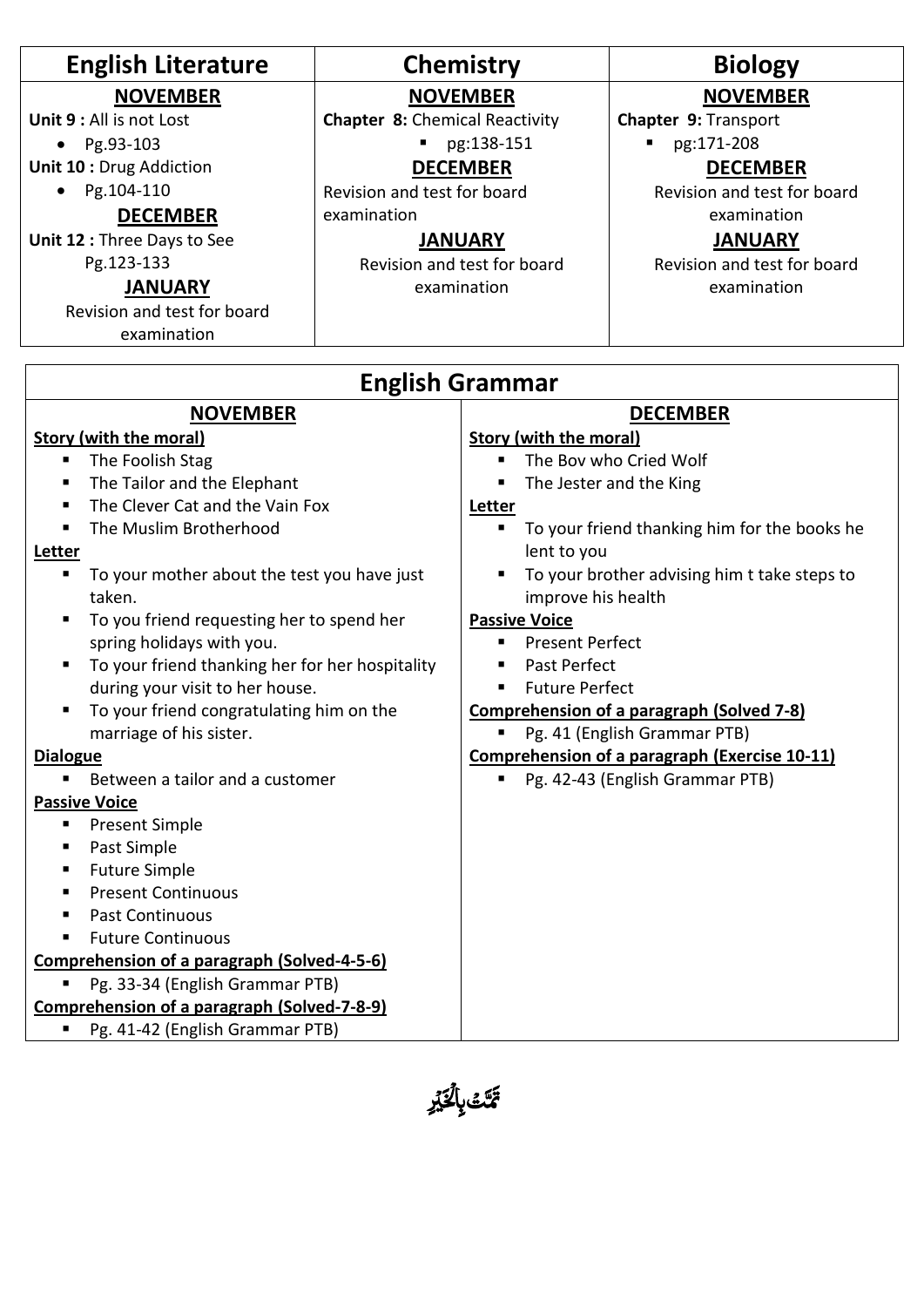| English Literature | Chemistry | Biology |
|---|---|---|
| **NOVEMBER**<br>**Unit 9 :** All is not Lost<br>• Pg.93-103<br>**Unit 10 :** Drug Addiction<br>• Pg.104-110<br>**DECEMBER**<br>**Unit 12 :** Three Days to See<br>Pg.123-133<br>**JANUARY**<br>Revision and test for board examination | **NOVEMBER**<br>**Chapter 8:** Chemical Reactivity<br>▪ pg:138-151<br>**DECEMBER**<br>Revision and test for board examination<br>**JANUARY**<br>Revision and test for board examination | **NOVEMBER**<br>**Chapter 9:** Transport<br>▪ pg:171-208<br>**DECEMBER**<br>Revision and test for board examination<br>**JANUARY**<br>Revision and test for board examination |

## English Grammar

### NOVEMBER

**Story (with the moral)**
- The Foolish Stag
- The Tailor and the Elephant
- The Clever Cat and the Vain Fox
- The Muslim Brotherhood

**Letter**
- To your mother about the test you have just taken.
- To you friend requesting her to spend her spring holidays with you.
- To your friend thanking her for her hospitality during your visit to her house.
- To your friend congratulating him on the marriage of his sister.

**Dialogue**
- Between a tailor and a customer

**Passive Voice**
- Present Simple
- Past Simple
- Future Simple
- Present Continuous
- Past Continuous
- Future Continuous

**Comprehension of a paragraph (Solved-4-5-6)**
- Pg. 33-34 (English Grammar PTB)

**Comprehension of a paragraph (Solved-7-8-9)**
- Pg. 41-42 (English Grammar PTB)

### DECEMBER

**Story (with the moral)**
- The Bov who Cried Wolf
- The Jester and the King

**Letter**
- To your friend thanking him for the books he lent to you
- To your brother advising him t take steps to improve his health

**Passive Voice**
- Present Perfect
- Past Perfect
- Future Perfect

**Comprehension of a paragraph (Solved 7-8)**
- Pg. 41 (English Grammar PTB)

**Comprehension of a paragraph (Exercise 10-11)**
- Pg. 42-43 (English Grammar PTB)

تمت بالخیر